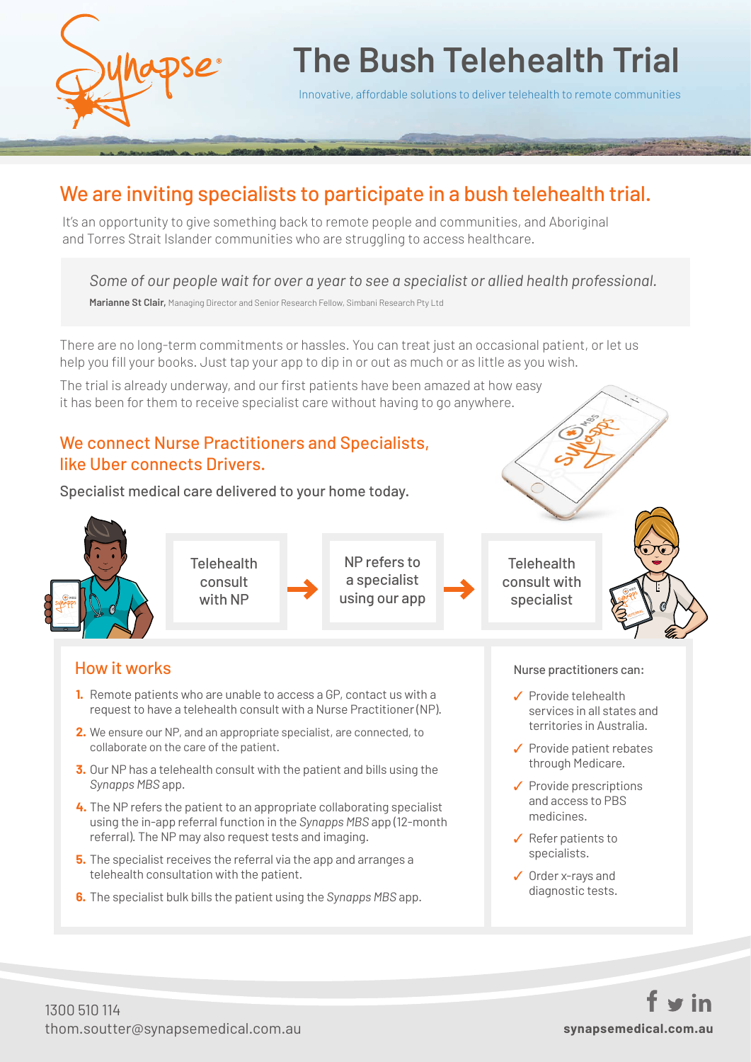# The Bush Telehealth Trial

Innovative, affordable solutions to deliver telehealth to remote communities

## We are inviting specialists to participate in a bush telehealth trial.

It's an opportunity to give something back to remote people and communities, and Aboriginal and Torres Strait Islander communities who are struggling to access healthcare.

> *Some of our people wait for over a year to see a specialist or allied health professional.*
>
> **Marianne St Clair,** Managing Director and Senior Research Fellow, Simbani Research Pty Ltd

There are no long-term commitments or hassles. You can treat just an occasional patient, or let us help you fill your books. Just tap your app to dip in or out as much or as little as you wish.

The trial is already underway, and our first patients have been amazed at how easy it has been for them to receive specialist care without having to go anywhere.

### We connect Nurse Practitioners and Specialists, like Uber connects Drivers.

Specialist medical care delivered to your home today.

Telehealth consult with NP → NP refers to a specialist using our app → Telehealth consult with specialist

### How it works

1. Remote patients who are unable to access a GP, contact us with a request to have a telehealth consult with a Nurse Practitioner (NP).
2. We ensure our NP, and an appropriate specialist, are connected, to collaborate on the care of the patient.
3. Our NP has a telehealth consult with the patient and bills using the *Synapps MBS* app.
4. The NP refers the patient to an appropriate collaborating specialist using the in-app referral function in the *Synapps MBS* app (12-month referral). The NP may also request tests and imaging.
5. The specialist receives the referral via the app and arranges a telehealth consultation with the patient.
6. The specialist bulk bills the patient using the *Synapps MBS* app.

**Nurse practitioners can:**

- ✓ Provide telehealth services in all states and territories in Australia.
- ✓ Provide patient rebates through Medicare.
- ✓ Provide prescriptions and access to PBS medicines.
- ✓ Refer patients to specialists.
- ✓ Order x-rays and diagnostic tests.

1300 510 114
thom.soutter@synapsemedical.com.au

**synapsemedical.com.au**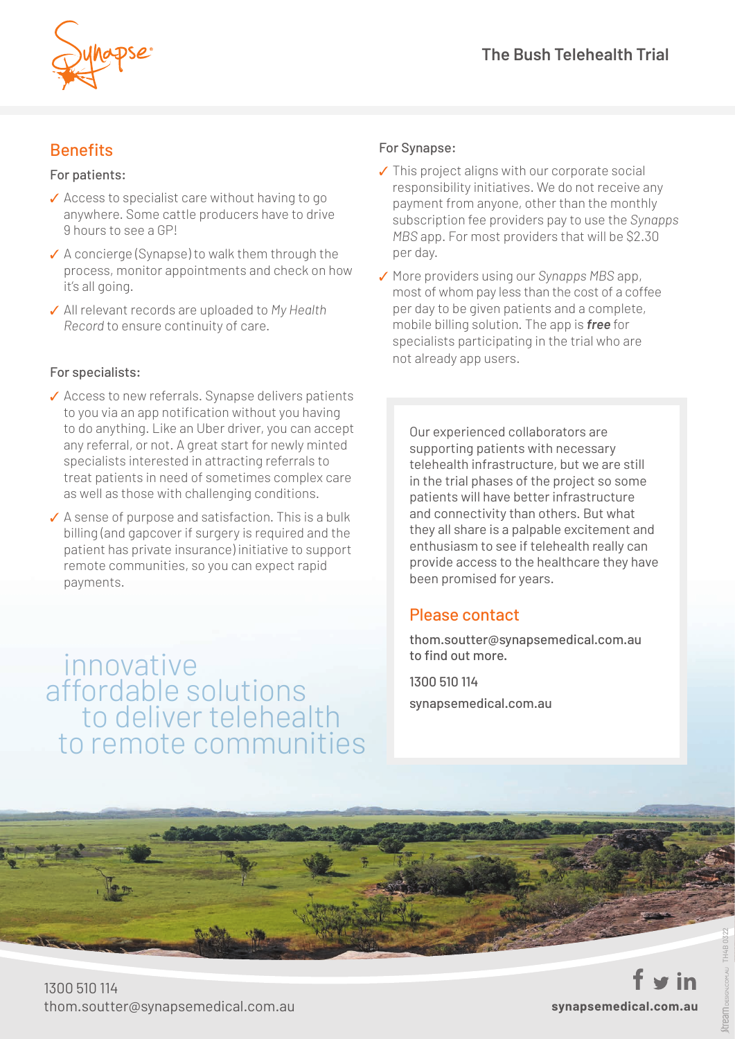## Benefits

### For patients:

- ✓ Access to specialist care without having to go anywhere. Some cattle producers have to drive 9 hours to see a GP!
- ✓ A concierge (Synapse) to walk them through the process, monitor appointments and check on how it's all going.
- ✓ All relevant records are uploaded to *My Health Record* to ensure continuity of care.

### For specialists:

- ✓ Access to new referrals. Synapse delivers patients to you via an app notification without you having to do anything. Like an Uber driver, you can accept any referral, or not. A great start for newly minted specialists interested in attracting referrals to treat patients in need of sometimes complex care as well as those with challenging conditions.
- ✓ A sense of purpose and satisfaction. This is a bulk billing (and gapcover if surgery is required and the patient has private insurance) initiative to support remote communities, so you can expect rapid payments.

innovative affordable solutions to deliver telehealth to remote communities

### For Synapse:

- ✓ This project aligns with our corporate social responsibility initiatives. We do not receive any payment from anyone, other than the monthly subscription fee providers pay to use the *Synapps MBS* app. For most providers that will be $2.30 per day.
- ✓ More providers using our *Synapps MBS* app, most of whom pay less than the cost of a coffee per day to be given patients and a complete, mobile billing solution. The app is ***free*** for specialists participating in the trial who are not already app users.

Our experienced collaborators are supporting patients with necessary telehealth infrastructure, but we are still in the trial phases of the project so some patients will have better infrastructure and connectivity than others. But what they all share is a palpable excitement and enthusiasm to see if telehealth really can provide access to the healthcare they have been promised for years.

## Please contact

thom.soutter@synapsemedical.com.au to find out more.

1300 510 114

synapsemedical.com.au